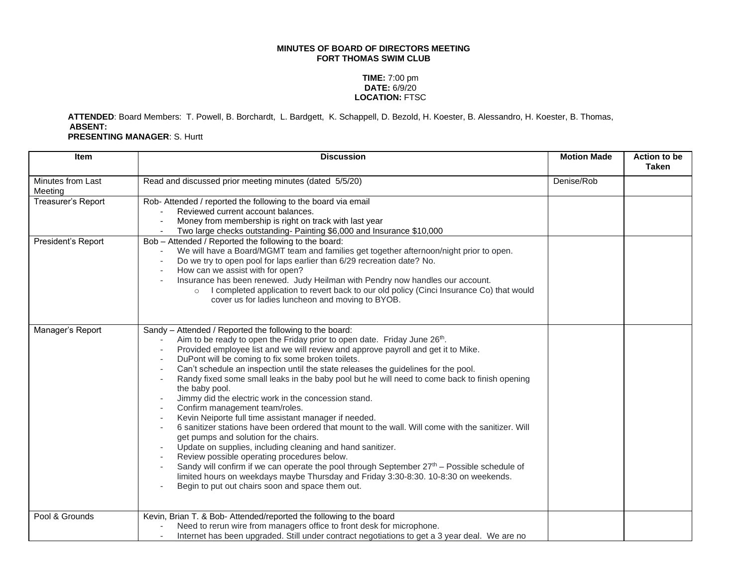**MINUTES OF BOARD OF DIRECTORS MEETING**
**FORT THOMAS SWIM CLUB**

**TIME:** 7:00 pm
**DATE:** 6/9/20
**LOCATION:** FTSC

**ATTENDED**: Board Members: T. Powell, B. Borchardt, L. Bardgett, K. Schappell, D. Bezold, H. Koester, B. Alessandro, H. Koester, B. Thomas,
**ABSENT:**
**PRESENTING MANAGER**: S. Hurtt

| Item | Discussion | Motion Made | Action to be Taken |
|---|---|---|---|
| Minutes from Last Meeting | Read and discussed prior meeting minutes (dated 5/5/20) | Denise/Rob | |
| Treasurer's Report | Rob- Attended / reported the following to the board via email<br>- Reviewed current account balances.<br>- Money from membership is right on track with last year<br>- Two large checks outstanding- Painting $6,000 and Insurance $10,000 | | |
| President's Report | Bob – Attended / Reported the following to the board:<br>- We will have a Board/MGMT team and families get together afternoon/night prior to open.<br>- Do we try to open pool for laps earlier than 6/29 recreation date? No.<br>- How can we assist with for open?<br>- Insurance has been renewed. Judy Heilman with Pendry now handles our account.<br>&nbsp;&nbsp;&nbsp;&nbsp;o I completed application to revert back to our old policy (Cinci Insurance Co) that would cover us for ladies luncheon and moving to BYOB. | | |
| Manager's Report | Sandy – Attended / Reported the following to the board:<br>- Aim to be ready to open the Friday prior to open date. Friday June 26th.<br>- Provided employee list and we will review and approve payroll and get it to Mike.<br>- DuPont will be coming to fix some broken toilets.<br>- Can't schedule an inspection until the state releases the guidelines for the pool.<br>- Randy fixed some small leaks in the baby pool but he will need to come back to finish opening the baby pool.<br>- Jimmy did the electric work in the concession stand.<br>- Confirm management team/roles.<br>- Kevin Neiporte full time assistant manager if needed.<br>- 6 sanitizer stations have been ordered that mount to the wall. Will come with the sanitizer. Will get pumps and solution for the chairs.<br>- Update on supplies, including cleaning and hand sanitizer.<br>- Review possible operating procedures below.<br>- Sandy will confirm if we can operate the pool through September 27th – Possible schedule of limited hours on weekdays maybe Thursday and Friday 3:30-8:30. 10-8:30 on weekends.<br>- Begin to put out chairs soon and space them out. | | |
| Pool & Grounds | Kevin, Brian T. & Bob- Attended/reported the following to the board<br>- Need to rerun wire from managers office to front desk for microphone.<br>- Internet has been upgraded. Still under contract negotiations to get a 3 year deal. We are no | | |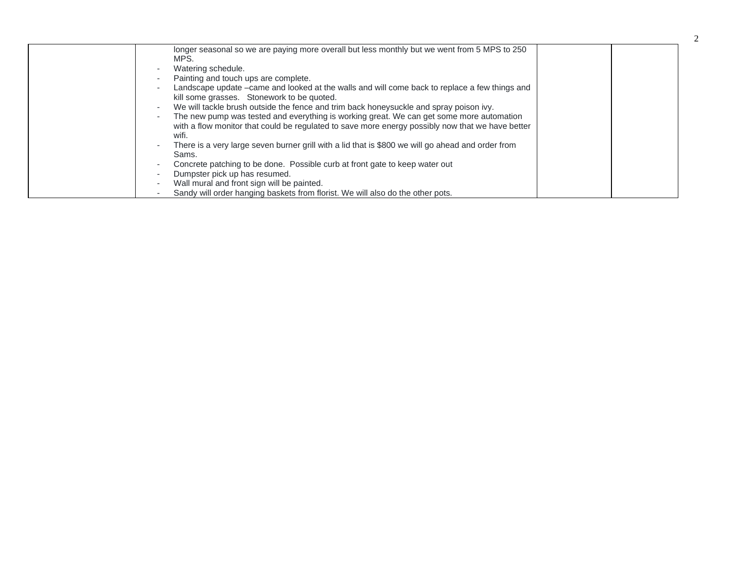| | | | |
|---|---|---|---|
| | longer seasonal so we are paying more overall but less monthly but we went from 5 MPS to 250 MPS.<br>- Watering schedule.<br>- Painting and touch ups are complete.<br>- Landscape update –came and looked at the walls and will come back to replace a few things and kill some grasses. Stonework to be quoted.<br>- We will tackle brush outside the fence and trim back honeysuckle and spray poison ivy.<br>- The new pump was tested and everything is working great. We can get some more automation with a flow monitor that could be regulated to save more energy possibly now that we have better wifi.<br>- There is a very large seven burner grill with a lid that is $800 we will go ahead and order from Sams.<br>- Concrete patching to be done. Possible curb at front gate to keep water out<br>- Dumpster pick up has resumed.<br>- Wall mural and front sign will be painted.<br>- Sandy will order hanging baskets from florist. We will also do the other pots. | | |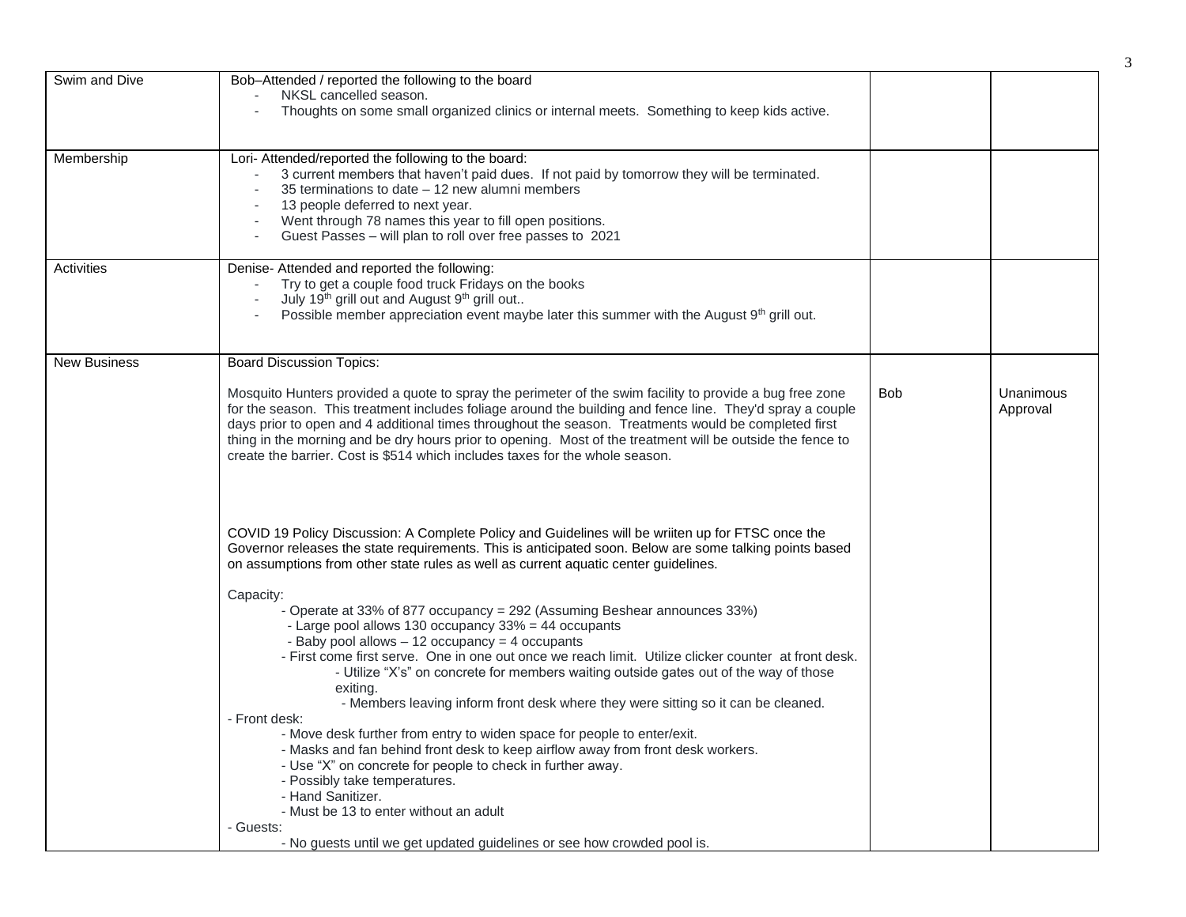| Swim and Dive | Bob–Attended / reported the following to the board<br>- NKSL cancelled season.<br>- Thoughts on some small organized clinics or internal meets. Something to keep kids active. | | |
|---|---|---|---|
| Membership | Lori- Attended/reported the following to the board:<br>- 3 current members that haven't paid dues. If not paid by tomorrow they will be terminated.<br>- 35 terminations to date – 12 new alumni members<br>- 13 people deferred to next year.<br>- Went through 78 names this year to fill open positions.<br>- Guest Passes – will plan to roll over free passes to 2021 | | |
| Activities | Denise- Attended and reported the following:<br>- Try to get a couple food truck Fridays on the books<br>- July 19th grill out and August 9th grill out..<br>- Possible member appreciation event maybe later this summer with the August 9th grill out. | | |
| New Business | Board Discussion Topics:<br><br>Mosquito Hunters provided a quote to spray the perimeter of the swim facility to provide a bug free zone for the season. This treatment includes foliage around the building and fence line. They'd spray a couple days prior to open and 4 additional times throughout the season. Treatments would be completed first thing in the morning and be dry hours prior to opening. Most of the treatment will be outside the fence to create the barrier. Cost is $514 which includes taxes for the whole season.<br><br>COVID 19 Policy Discussion: A Complete Policy and Guidelines will be wriiten up for FTSC once the Governor releases the state requirements. This is anticipated soon. Below are some talking points based on assumptions from other state rules as well as current aquatic center guidelines.<br><br>Capacity:<br>- Operate at 33% of 877 occupancy = 292 (Assuming Beshear announces 33%)<br>- Large pool allows 130 occupancy 33% = 44 occupants<br>- Baby pool allows – 12 occupancy = 4 occupants<br>- First come first serve. One in one out once we reach limit. Utilize clicker counter at front desk.<br>- Utilize "X's" on concrete for members waiting outside gates out of the way of those exiting.<br>- Members leaving inform front desk where they were sitting so it can be cleaned.<br>- Front desk:<br>- Move desk further from entry to widen space for people to enter/exit.<br>- Masks and fan behind front desk to keep airflow away from front desk workers.<br>- Use "X" on concrete for people to check in further away.<br>- Possibly take temperatures.<br>- Hand Sanitizer.<br>- Must be 13 to enter without an adult<br>- Guests:<br>- No guests until we get updated guidelines or see how crowded pool is. | Bob | Unanimous Approval |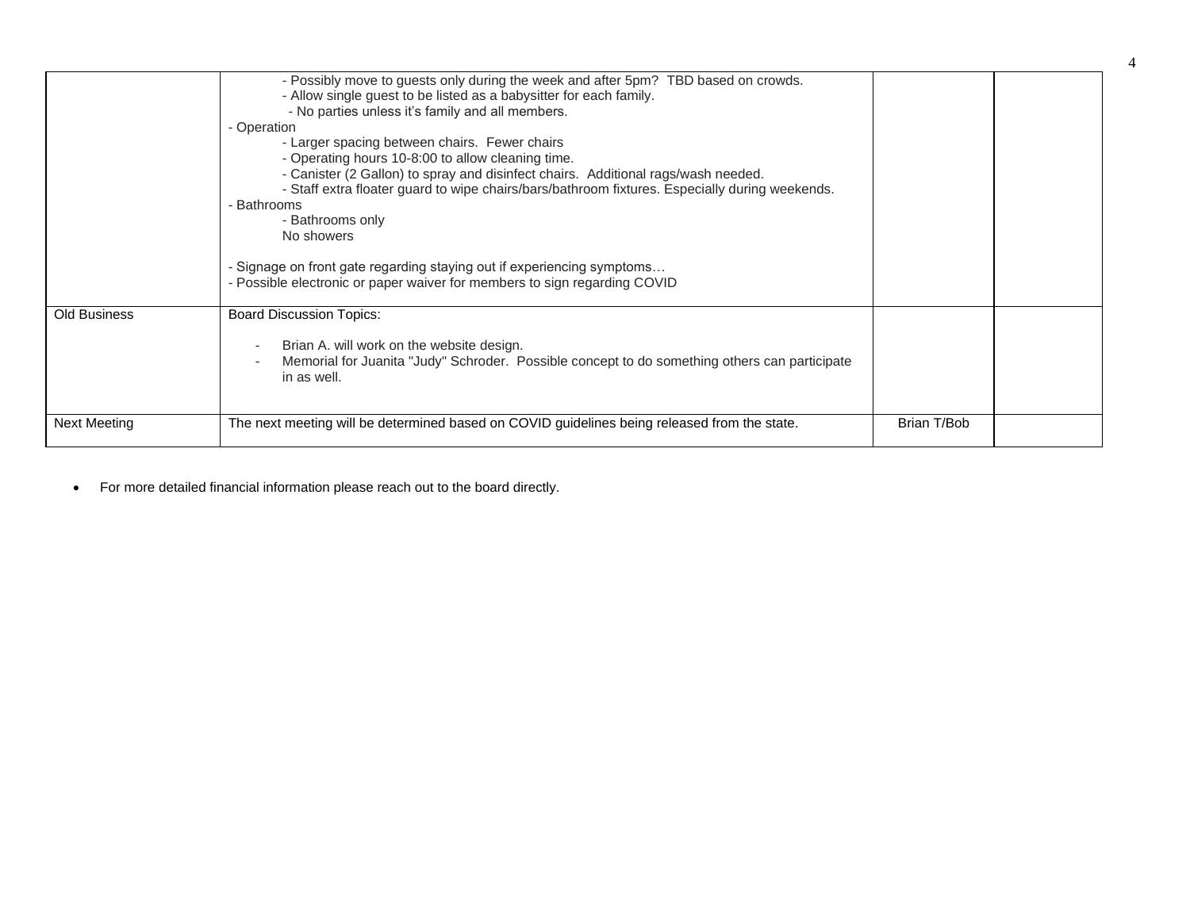| | | | |
|---|---|---|---|
| | - Possibly move to guests only during the week and after 5pm? TBD based on crowds.<br>- Allow single guest to be listed as a babysitter for each family.<br>- No parties unless it's family and all members.<br>- Operation<br>- Larger spacing between chairs. Fewer chairs<br>- Operating hours 10-8:00 to allow cleaning time.<br>- Canister (2 Gallon) to spray and disinfect chairs. Additional rags/wash needed.<br>- Staff extra floater guard to wipe chairs/bars/bathroom fixtures. Especially during weekends.<br>- Bathrooms<br>- Bathrooms only<br>No showers<br><br>- Signage on front gate regarding staying out if experiencing symptoms…<br>- Possible electronic or paper waiver for members to sign regarding COVID | | |
| Old Business | Board Discussion Topics:<br><br>- Brian A. will work on the website design.<br>- Memorial for Juanita "Judy" Schroder. Possible concept to do something others can participate in as well. | | |
| Next Meeting | The next meeting will be determined based on COVID guidelines being released from the state. | Brian T/Bob | |

- For more detailed financial information please reach out to the board directly.